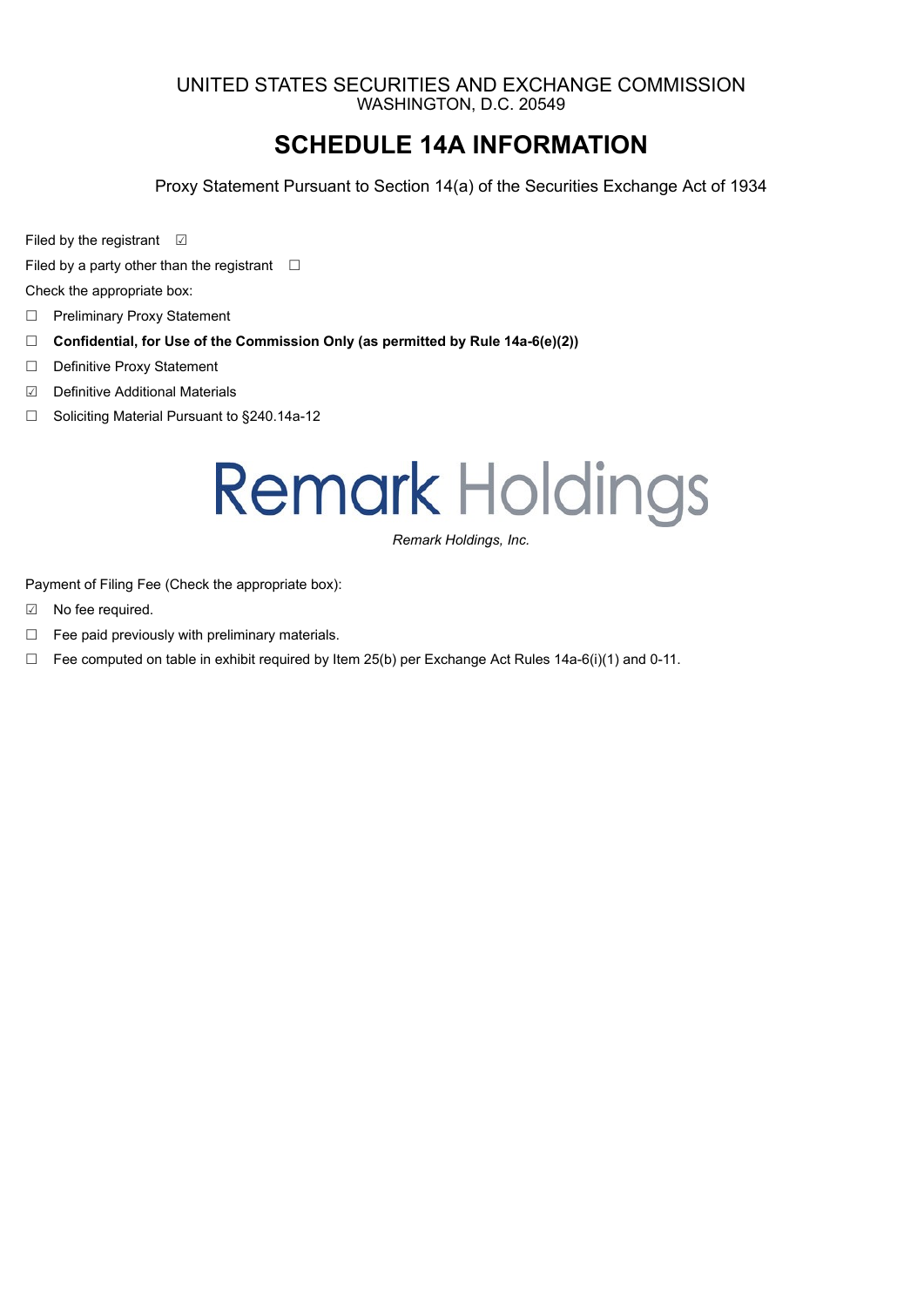UNITED STATES SECURITIES AND EXCHANGE COMMISSION
WASHINGTON, D.C. 20549

# SCHEDULE 14A INFORMATION

Proxy Statement Pursuant to Section 14(a) of the Securities Exchange Act of 1934

Filed by the registrant ☑

Filed by a party other than the registrant ☐

Check the appropriate box:

☐ Preliminary Proxy Statement

☐ **Confidential, for Use of the Commission Only (as permitted by Rule 14a-6(e)(2))**

☐ Definitive Proxy Statement

☑ Definitive Additional Materials

☐ Soliciting Material Pursuant to §240.14a-12

Remark Holdings

*Remark Holdings, Inc.*

Payment of Filing Fee (Check the appropriate box):

☑ No fee required.

☐ Fee paid previously with preliminary materials.

☐ Fee computed on table in exhibit required by Item 25(b) per Exchange Act Rules 14a-6(i)(1) and 0-11.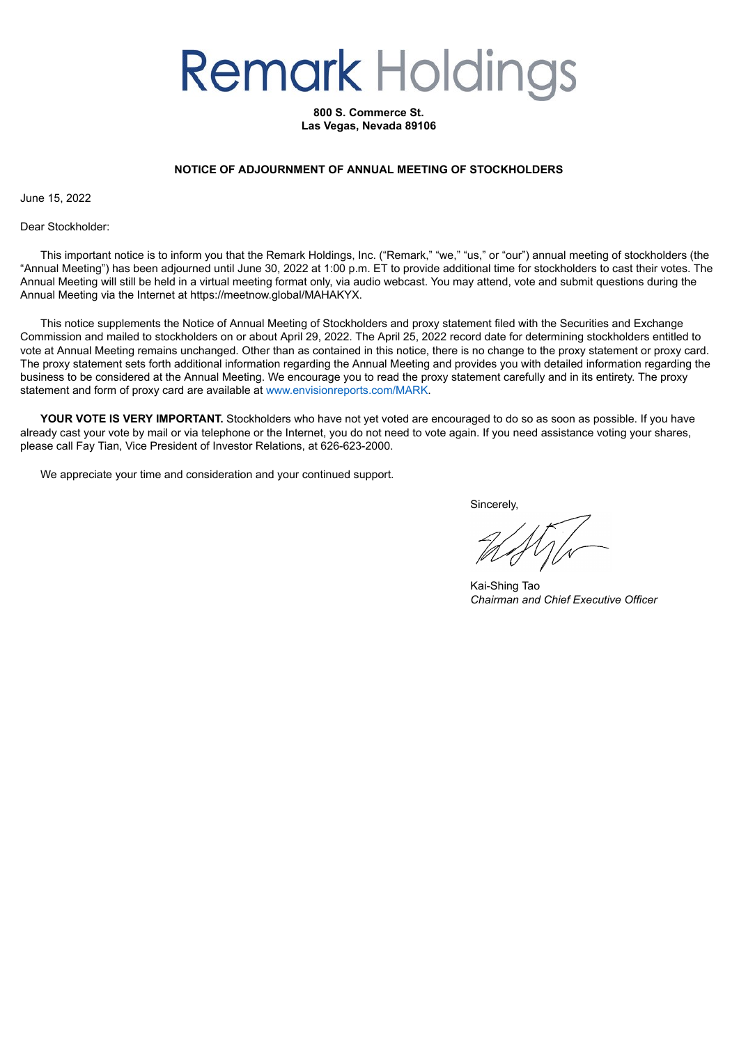# Remark Holdings

**800 S. Commerce St.**
**Las Vegas, Nevada 89106**

**NOTICE OF ADJOURNMENT OF ANNUAL MEETING OF STOCKHOLDERS**

June 15, 2022

Dear Stockholder:

This important notice is to inform you that the Remark Holdings, Inc. ("Remark," "we," "us," or "our") annual meeting of stockholders (the "Annual Meeting") has been adjourned until June 30, 2022 at 1:00 p.m. ET to provide additional time for stockholders to cast their votes. The Annual Meeting will still be held in a virtual meeting format only, via audio webcast. You may attend, vote and submit questions during the Annual Meeting via the Internet at https://meetnow.global/MAHAKYX.

This notice supplements the Notice of Annual Meeting of Stockholders and proxy statement filed with the Securities and Exchange Commission and mailed to stockholders on or about April 29, 2022. The April 25, 2022 record date for determining stockholders entitled to vote at Annual Meeting remains unchanged. Other than as contained in this notice, there is no change to the proxy statement or proxy card. The proxy statement sets forth additional information regarding the Annual Meeting and provides you with detailed information regarding the business to be considered at the Annual Meeting. We encourage you to read the proxy statement carefully and in its entirety. The proxy statement and form of proxy card are available at www.envisionreports.com/MARK.

**YOUR VOTE IS VERY IMPORTANT.** Stockholders who have not yet voted are encouraged to do so as soon as possible. If you have already cast your vote by mail or via telephone or the Internet, you do not need to vote again. If you need assistance voting your shares, please call Fay Tian, Vice President of Investor Relations, at 626-623-2000.

We appreciate your time and consideration and your continued support.

Sincerely,

Kai-Shing Tao
*Chairman and Chief Executive Officer*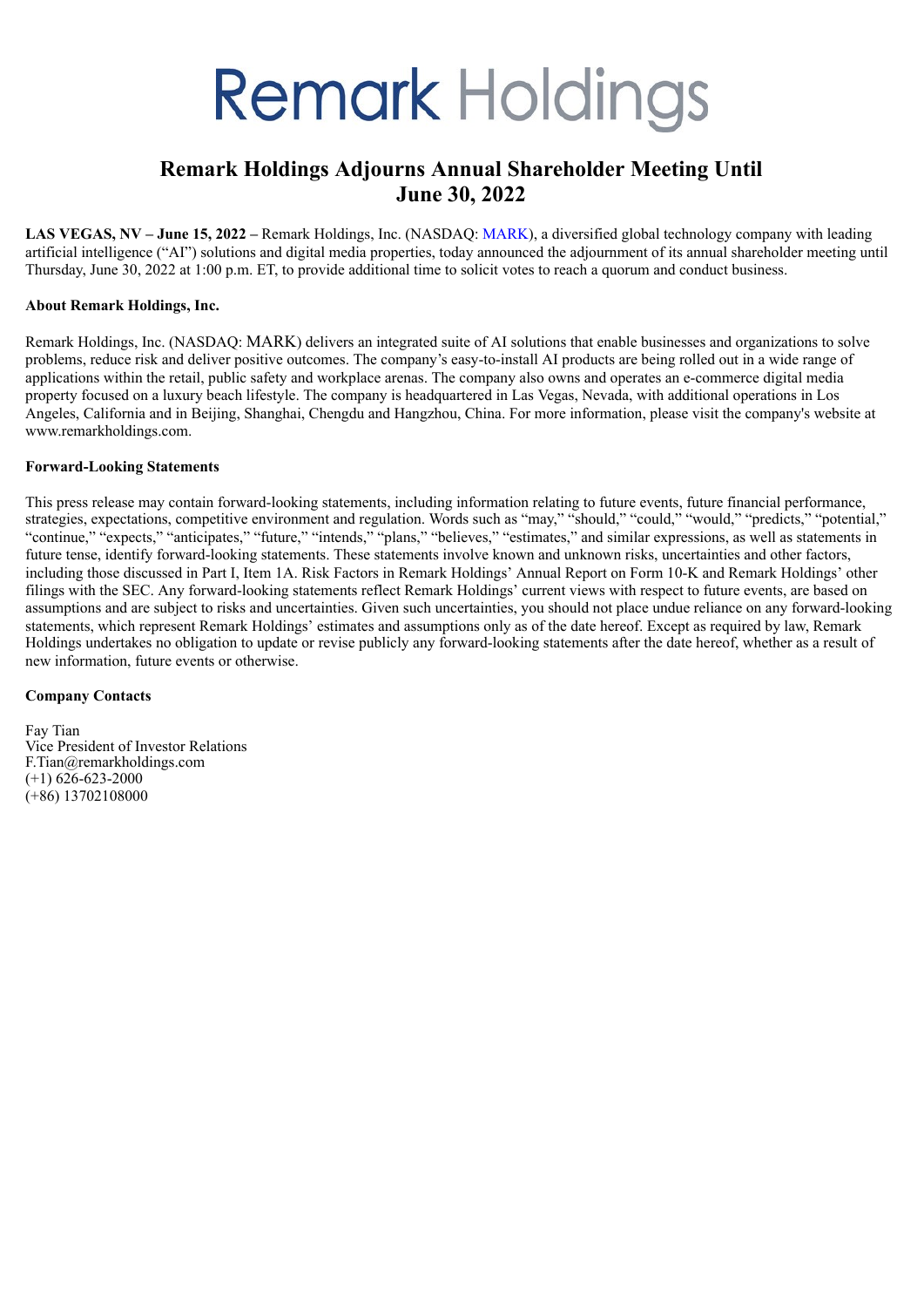# Remark Holdings

## Remark Holdings Adjourns Annual Shareholder Meeting Until June 30, 2022

**LAS VEGAS, NV – June 15, 2022 –** Remark Holdings, Inc. (NASDAQ: MARK), a diversified global technology company with leading artificial intelligence ("AI") solutions and digital media properties, today announced the adjournment of its annual shareholder meeting until Thursday, June 30, 2022 at 1:00 p.m. ET, to provide additional time to solicit votes to reach a quorum and conduct business.

**About Remark Holdings, Inc.**

Remark Holdings, Inc. (NASDAQ: MARK) delivers an integrated suite of AI solutions that enable businesses and organizations to solve problems, reduce risk and deliver positive outcomes. The company's easy-to-install AI products are being rolled out in a wide range of applications within the retail, public safety and workplace arenas. The company also owns and operates an e-commerce digital media property focused on a luxury beach lifestyle. The company is headquartered in Las Vegas, Nevada, with additional operations in Los Angeles, California and in Beijing, Shanghai, Chengdu and Hangzhou, China. For more information, please visit the company's website at www.remarkholdings.com.

**Forward-Looking Statements**

This press release may contain forward-looking statements, including information relating to future events, future financial performance, strategies, expectations, competitive environment and regulation. Words such as "may," "should," "could," "would," "predicts," "potential," "continue," "expects," "anticipates," "future," "intends," "plans," "believes," "estimates," and similar expressions, as well as statements in future tense, identify forward-looking statements. These statements involve known and unknown risks, uncertainties and other factors, including those discussed in Part I, Item 1A. Risk Factors in Remark Holdings' Annual Report on Form 10-K and Remark Holdings' other filings with the SEC. Any forward-looking statements reflect Remark Holdings' current views with respect to future events, are based on assumptions and are subject to risks and uncertainties. Given such uncertainties, you should not place undue reliance on any forward-looking statements, which represent Remark Holdings' estimates and assumptions only as of the date hereof. Except as required by law, Remark Holdings undertakes no obligation to update or revise publicly any forward-looking statements after the date hereof, whether as a result of new information, future events or otherwise.

**Company Contacts**

Fay Tian
Vice President of Investor Relations
F.Tian@remarkholdings.com
(+1) 626-623-2000
(+86) 13702108000